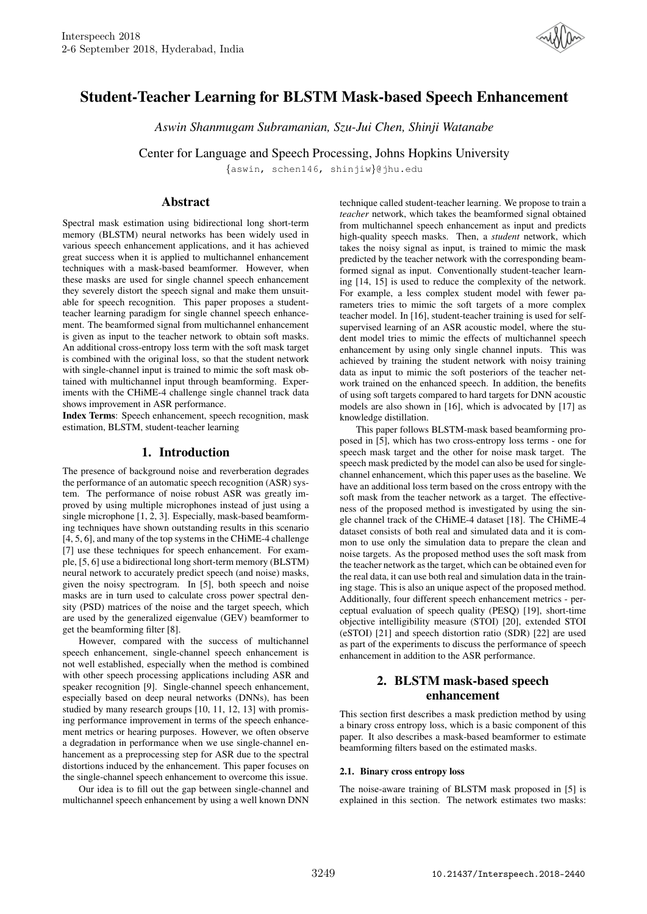# Student-Teacher Learning for BLSTM Mask-based Speech Enhancement

*Aswin Shanmugam Subramanian, Szu-Jui Chen, Shinji Watanabe*

Center for Language and Speech Processing, Johns Hopkins University

{aswin, schen146, shinjiw}@jhu.edu

## Abstract

Spectral mask estimation using bidirectional long short-term memory (BLSTM) neural networks has been widely used in various speech enhancement applications, and it has achieved great success when it is applied to multichannel enhancement techniques with a mask-based beamformer. However, when these masks are used for single channel speech enhancement they severely distort the speech signal and make them unsuitable for speech recognition. This paper proposes a student-teacher learning paradigm for single channel speech enhancement. The beamformed signal from multichannel enhancement is given as input to the teacher network to obtain soft masks. An additional cross-entropy loss term with the soft mask target is combined with the original loss, so that the student network with single-channel input is trained to mimic the soft mask obtained with multichannel input through beamforming. Experiments with the CHiME-4 challenge single channel track data shows improvement in ASR performance.

**Index Terms**: Speech enhancement, speech recognition, mask estimation, BLSTM, student-teacher learning

## 1. Introduction

The presence of background noise and reverberation degrades the performance of an automatic speech recognition (ASR) system. The performance of noise robust ASR was greatly improved by using multiple microphones instead of just using a single microphone [1, 2, 3]. Especially, mask-based beamforming techniques have shown outstanding results in this scenario [4, 5, 6], and many of the top systems in the CHiME-4 challenge [7] use these techniques for speech enhancement. For example, [5, 6] use a bidirectional long short-term memory (BLSTM) neural network to accurately predict speech (and noise) masks, given the noisy spectrogram. In [5], both speech and noise masks are in turn used to calculate cross power spectral density (PSD) matrices of the noise and the target speech, which are used by the generalized eigenvalue (GEV) beamformer to get the beamforming filter [8].

However, compared with the success of multichannel speech enhancement, single-channel speech enhancement is not well established, especially when the method is combined with other speech processing applications including ASR and speaker recognition [9]. Single-channel speech enhancement, especially based on deep neural networks (DNNs), has been studied by many research groups [10, 11, 12, 13] with promising performance improvement in terms of the speech enhancement metrics or hearing purposes. However, we often observe a degradation in performance when we use single-channel enhancement as a preprocessing step for ASR due to the spectral distortions induced by the enhancement. This paper focuses on the single-channel speech enhancement to overcome this issue.

Our idea is to fill out the gap between single-channel and multichannel speech enhancement by using a well known DNN technique called student-teacher learning. We propose to train a *teacher* network, which takes the beamformed signal obtained from multichannel speech enhancement as input and predicts high-quality speech masks. Then, a *student* network, which takes the noisy signal as input, is trained to mimic the mask predicted by the teacher network with the corresponding beamformed signal as input. Conventionally student-teacher learning [14, 15] is used to reduce the complexity of the network. For example, a less complex student model with fewer parameters tries to mimic the soft targets of a more complex teacher model. In [16], student-teacher training is used for self-supervised learning of an ASR acoustic model, where the student model tries to mimic the effects of multichannel speech enhancement by using only single channel inputs. This was achieved by training the student network with noisy training data as input to mimic the soft posteriors of the teacher network trained on the enhanced speech. In addition, the benefits of using soft targets compared to hard targets for DNN acoustic models are also shown in [16], which is advocated by [17] as knowledge distillation.

This paper follows BLSTM-mask based beamforming proposed in [5], which has two cross-entropy loss terms - one for speech mask target and the other for noise mask target. The speech mask predicted by the model can also be used for single-channel enhancement, which this paper uses as the baseline. We have an additional loss term based on the cross entropy with the soft mask from the teacher network as a target. The effectiveness of the proposed method is investigated by using the single channel track of the CHiME-4 dataset [18]. The CHiME-4 dataset consists of both real and simulated data and it is common to use only the simulation data to prepare the clean and noise targets. As the proposed method uses the soft mask from the teacher network as the target, which can be obtained even for the real data, it can use both real and simulation data in the training stage. This is also an unique aspect of the proposed method. Additionally, four different speech enhancement metrics - perceptual evaluation of speech quality (PESQ) [19], short-time objective intelligibility measure (STOI) [20], extended STOI (eSTOI) [21] and speech distortion ratio (SDR) [22] are used as part of the experiments to discuss the performance of speech enhancement in addition to the ASR performance.

## 2. BLSTM mask-based speech enhancement

This section first describes a mask prediction method by using a binary cross entropy loss, which is a basic component of this paper. It also describes a mask-based beamformer to estimate beamforming filters based on the estimated masks.

### 2.1. Binary cross entropy loss

The noise-aware training of BLSTM mask proposed in [5] is explained in this section. The network estimates two masks: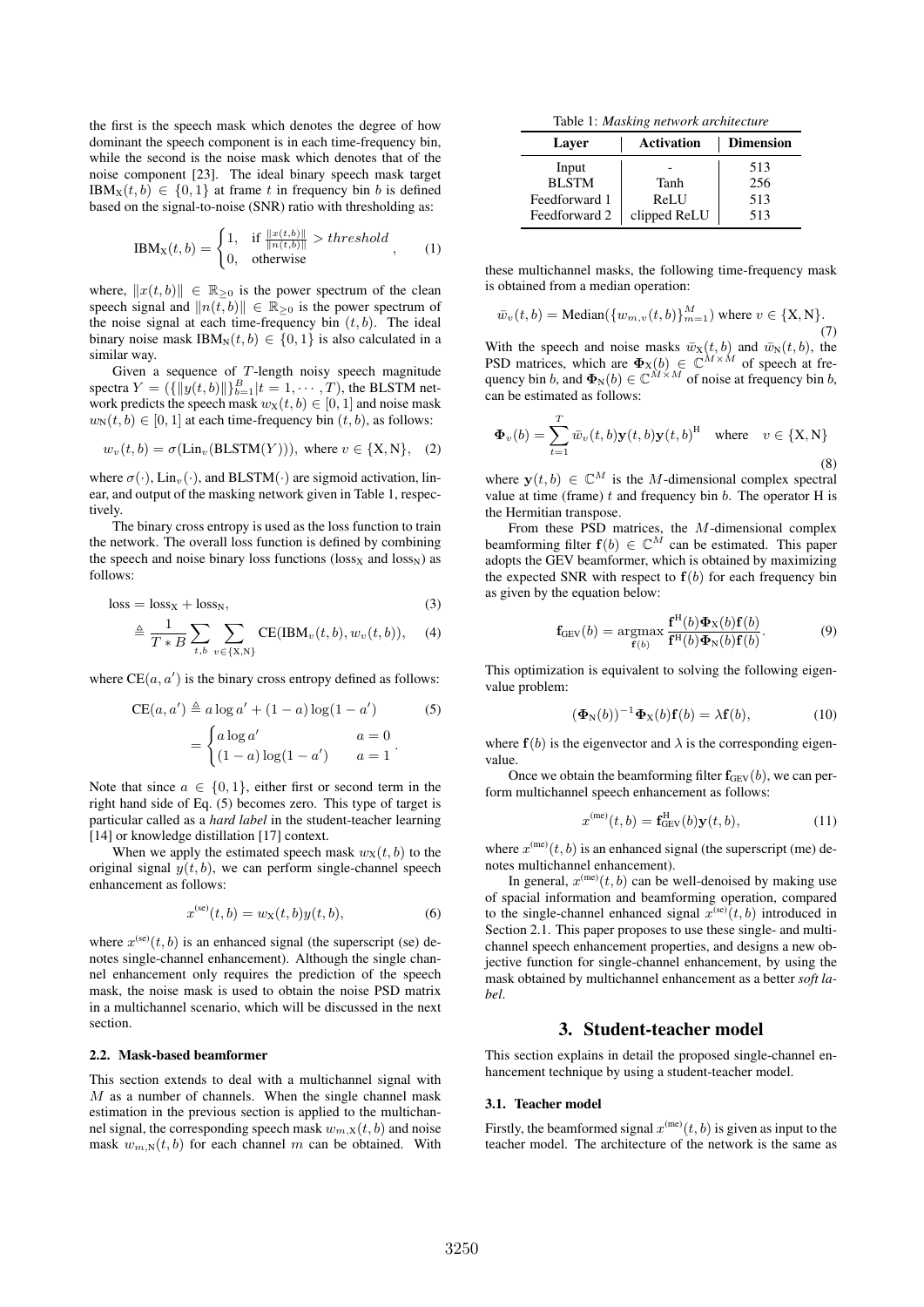the first is the speech mask which denotes the degree of how dominant the speech component is in each time-frequency bin, while the second is the noise mask which denotes that of the noise component [23]. The ideal binary speech mask target $\text{IBM}_\text{X}(t, b) \in \{0, 1\}$ at frame $t$ in frequency bin $b$ is defined based on the signal-to-noise (SNR) ratio with thresholding as:

$$\text{IBM}_\text{X}(t, b) = \begin{cases} 1, & \text{if } \frac{\|x(t,b)\|}{\|n(t,b)\|} > threshold \\ 0, & \text{otherwise} \end{cases}, \tag{1}$$

where, $\|x(t, b)\| \in \mathbb{R}_{\geq 0}$ is the power spectrum of the clean speech signal and $\|n(t, b)\| \in \mathbb{R}_{\geq 0}$ is the power spectrum of the noise signal at each time-frequency bin $(t, b)$. The ideal binary noise mask $\text{IBM}_\text{N}(t, b) \in \{0, 1\}$ is also calculated in a similar way.

Given a sequence of $T$-length noisy speech magnitude spectra $Y = (\{\|y(t, b)\|\}_{b=1}^{B} | t = 1, \cdots, T)$, the BLSTM network predicts the speech mask $w_\text{X}(t, b) \in [0, 1]$ and noise mask $w_\text{N}(t, b) \in [0, 1]$ at each time-frequency bin $(t, b)$, as follows:

$$w_v(t, b) = \sigma(\text{Lin}_v(\text{BLSTM}(Y))), \text{ where } v \in \{\text{X}, \text{N}\}, \tag{2}$$

where $\sigma(\cdot)$, $\text{Lin}_v(\cdot)$, and $\text{BLSTM}(\cdot)$ are sigmoid activation, linear, and output of the masking network given in Table 1, respectively.

The binary cross entropy is used as the loss function to train the network. The overall loss function is defined by combining the speech and noise binary loss functions ($\text{loss}_\text{X}$ and $\text{loss}_\text{N}$) as follows:

$$\text{loss} = \text{loss}_\text{X} + \text{loss}_\text{N}, \tag{3}$$

$$\triangleq \frac{1}{T * B} \sum_{t,b} \sum_{v \in \{\text{X},\text{N}\}} \text{CE}(\text{IBM}_v(t, b), w_v(t, b)), \tag{4}$$

where $\text{CE}(a, a')$ is the binary cross entropy defined as follows:

$$\begin{aligned} \text{CE}(a, a') &\triangleq a \log a' + (1 - a) \log(1 - a') \\ &= \begin{cases} a \log a' & a = 0 \\ (1 - a) \log(1 - a') & a = 1 \end{cases}. \end{aligned} \tag{5}$$

Note that since $a \in \{0, 1\}$, either first or second term in the right hand side of Eq. (5) becomes zero. This type of target is particular called as a *hard label* in the student-teacher learning [14] or knowledge distillation [17] context.

When we apply the estimated speech mask $w_\text{X}(t, b)$ to the original signal $y(t, b)$, we can perform single-channel speech enhancement as follows:

$$x^{(\text{se})}(t, b) = w_\text{X}(t, b) y(t, b), \tag{6}$$

where $x^{(\text{se})}(t, b)$ is an enhanced signal (the superscript (se) denotes single-channel enhancement). Although the single channel enhancement only requires the prediction of the speech mask, the noise mask is used to obtain the noise PSD matrix in a multichannel scenario, which will be discussed in the next section.

### 2.2. Mask-based beamformer

This section extends to deal with a multichannel signal with $M$ as a number of channels. When the single channel mask estimation in the previous section is applied to the multichannel signal, the corresponding speech mask $w_{m,\text{X}}(t, b)$ and noise mask $w_{m,\text{N}}(t, b)$ for each channel $m$ can be obtained. With

Table 1: *Masking network architecture*

| Layer | Activation | Dimension |
|---|---|---|
| Input | - | 513 |
| BLSTM | Tanh | 256 |
| Feedforward 1 | ReLU | 513 |
| Feedforward 2 | clipped ReLU | 513 |

these multichannel masks, the following time-frequency mask is obtained from a median operation:

$$\bar{w}_v(t, b) = \text{Median}(\{w_{m,v}(t, b)\}_{m=1}^{M}) \text{ where } v \in \{\text{X}, \text{N}\}. \tag{7}$$

With the speech and noise masks $\bar{w}_\text{X}(t, b)$ and $\bar{w}_\text{N}(t, b)$, the PSD matrices, which are $\mathbf{\Phi}_\text{X}(b) \in \mathbb{C}^{M \times M}$ of speech at frequency bin $b$, and $\mathbf{\Phi}_\text{N}(b) \in \mathbb{C}^{M \times M}$ of noise at frequency bin $b$, can be estimated as follows:

$$\mathbf{\Phi}_v(b) = \sum_{t=1}^{T} \bar{w}_v(t, b) \mathbf{y}(t, b) \mathbf{y}(t, b)^\text{H} \quad \text{where} \quad v \in \{\text{X}, \text{N}\} \tag{8}$$

where $\mathbf{y}(t, b) \in \mathbb{C}^M$ is the $M$-dimensional complex spectral value at time (frame) $t$ and frequency bin $b$. The operator H is the Hermitian transpose.

From these PSD matrices, the $M$-dimensional complex beamforming filter $\mathbf{f}(b) \in \mathbb{C}^M$ can be estimated. This paper adopts the GEV beamformer, which is obtained by maximizing the expected SNR with respect to $\mathbf{f}(b)$ for each frequency bin as given by the equation below:

$$\mathbf{f}_\text{GEV}(b) = \underset{\mathbf{f}(b)}{\text{argmax}} \frac{\mathbf{f}^\text{H}(b) \mathbf{\Phi}_\text{X}(b) \mathbf{f}(b)}{\mathbf{f}^\text{H}(b) \mathbf{\Phi}_\text{N}(b) \mathbf{f}(b)}. \tag{9}$$

This optimization is equivalent to solving the following eigenvalue problem:

$$(\mathbf{\Phi}_\text{N}(b))^{-1} \mathbf{\Phi}_\text{X}(b) \mathbf{f}(b) = \lambda \mathbf{f}(b), \tag{10}$$

where $\mathbf{f}(b)$ is the eigenvector and $\lambda$ is the corresponding eigenvalue.

Once we obtain the beamforming filter $\mathbf{f}_\text{GEV}(b)$, we can perform multichannel speech enhancement as follows:

$$x^{(\text{me})}(t, b) = \mathbf{f}_\text{GEV}^\text{H}(b) \mathbf{y}(t, b), \tag{11}$$

where $x^{(\text{me})}(t, b)$ is an enhanced signal (the superscript (me) denotes multichannel enhancement).

In general, $x^{(\text{me})}(t, b)$ can be well-denoised by making use of spacial information and beamforming operation, compared to the single-channel enhanced signal $x^{(\text{se})}(t, b)$ introduced in Section 2.1. This paper proposes to use these single- and multichannel speech enhancement properties, and designs a new objective function for single-channel enhancement, by using the mask obtained by multichannel enhancement as a better *soft label*.

## 3. Student-teacher model

This section explains in detail the proposed single-channel enhancement technique by using a student-teacher model.

### 3.1. Teacher model

Firstly, the beamformed signal $x^{(\text{me})}(t, b)$ is given as input to the teacher model. The architecture of the network is the same as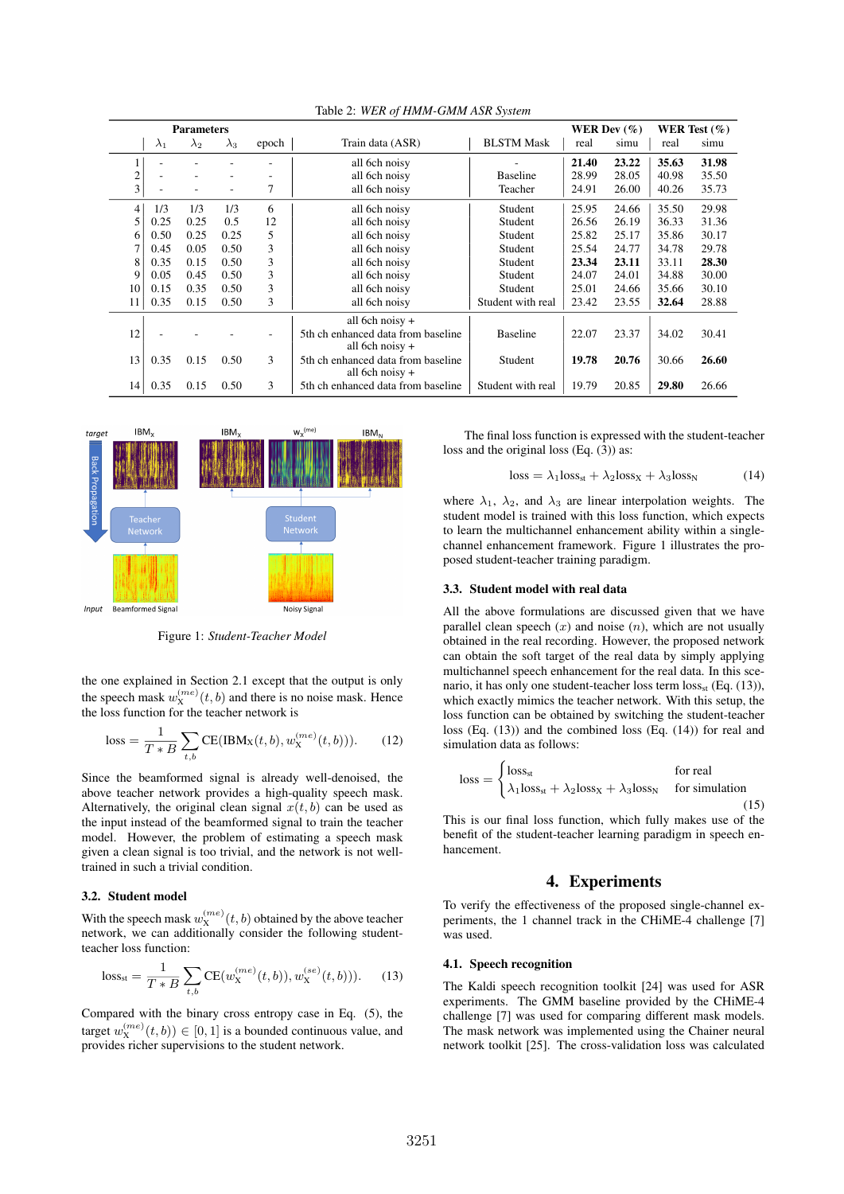Table 2: *WER of HMM-GMM ASR System*

| | Parameters | | | | Train data (ASR) | BLSTM Mask | WER Dev (%) | | WER Test (%) | |
|---|---|---|---|---|---|---|---|---|---|---|
| | $\lambda_1$ | $\lambda_2$ | $\lambda_3$ | epoch | | | real | simu | real | simu |
| 1 | - | - | - | - | all 6ch noisy | - | **21.40** | **23.22** | **35.63** | **31.98** |
| 2 | - | - | - | - | all 6ch noisy | Baseline | 28.99 | 28.05 | 40.98 | 35.50 |
| 3 | - | - | - | 7 | all 6ch noisy | Teacher | 24.91 | 26.00 | 40.26 | 35.73 |
| 4 | 1/3 | 1/3 | 1/3 | 6 | all 6ch noisy | Student | 25.95 | 24.66 | 35.50 | 29.98 |
| 5 | 0.25 | 0.25 | 0.5 | 12 | all 6ch noisy | Student | 26.56 | 26.19 | 36.33 | 31.36 |
| 6 | 0.50 | 0.25 | 0.25 | 5 | all 6ch noisy | Student | 25.82 | 25.17 | 35.86 | 30.17 |
| 7 | 0.45 | 0.05 | 0.50 | 3 | all 6ch noisy | Student | 25.54 | 24.77 | 34.78 | 29.78 |
| 8 | 0.35 | 0.15 | 0.50 | 3 | all 6ch noisy | Student | **23.34** | **23.11** | 33.11 | **28.30** |
| 9 | 0.05 | 0.45 | 0.50 | 3 | all 6ch noisy | Student | 24.07 | 24.01 | 34.88 | 30.00 |
| 10 | 0.15 | 0.35 | 0.50 | 3 | all 6ch noisy | Student | 25.01 | 24.66 | 35.66 | 30.10 |
| 11 | 0.35 | 0.15 | 0.50 | 3 | all 6ch noisy | Student with real | 23.42 | 23.55 | **32.64** | 28.88 |
| 12 | - | - | - | - | all 6ch noisy + 5th ch enhanced data from baseline | Baseline | 22.07 | 23.37 | 34.02 | 30.41 |
| 13 | 0.35 | 0.15 | 0.50 | 3 | all 6ch noisy + 5th ch enhanced data from baseline | Student | **19.78** | **20.76** | 30.66 | **26.60** |
| 14 | 0.35 | 0.15 | 0.50 | 3 | all 6ch noisy + 5th ch enhanced data from baseline | Student with real | 19.79 | 20.85 | **29.80** | 26.66 |

Figure 1: *Student-Teacher Model*

the one explained in Section 2.1 except that the output is only the speech mask $w_X^{(me)}(t,b)$ and there is no noise mask. Hence the loss function for the teacher network is

$$\text{loss} = \frac{1}{T * B} \sum_{t,b} \text{CE}(\text{IBM}_X(t,b), w_X^{(me)}(t,b)). \qquad (12)$$

Since the beamformed signal is already well-denoised, the above teacher network provides a high-quality speech mask. Alternatively, the original clean signal $x(t,b)$ can be used as the input instead of the beamformed signal to train the teacher model. However, the problem of estimating a speech mask given a clean signal is too trivial, and the network is not well-trained in such a trivial condition.

### 3.2. Student model

With the speech mask $w_X^{(me)}(t,b)$ obtained by the above teacher network, we can additionally consider the following student-teacher loss function:

$$\text{loss}_{\text{st}} = \frac{1}{T * B} \sum_{t,b} \text{CE}(w_X^{(me)}(t,b)), w_X^{(se)}(t,b))). \qquad (13)$$

Compared with the binary cross entropy case in Eq. (5), the target $w_X^{(me)}(t,b)) \in [0,1]$ is a bounded continuous value, and provides richer supervisions to the student network.

The final loss function is expressed with the student-teacher loss and the original loss (Eq. (3)) as:

$$\text{loss} = \lambda_1 \text{loss}_{\text{st}} + \lambda_2 \text{loss}_X + \lambda_3 \text{loss}_N \qquad (14)$$

where $\lambda_1$, $\lambda_2$, and $\lambda_3$ are linear interpolation weights. The student model is trained with this loss function, which expects to learn the multichannel enhancement ability within a single-channel enhancement framework. Figure 1 illustrates the proposed student-teacher training paradigm.

### 3.3. Student model with real data

All the above formulations are discussed given that we have parallel clean speech ($x$) and noise ($n$), which are not usually obtained in the real recording. However, the proposed network can obtain the soft target of the real data by simply applying multichannel speech enhancement for the real data. In this scenario, it has only one student-teacher loss term $\text{loss}_{\text{st}}$ (Eq. (13)), which exactly mimics the teacher network. With this setup, the loss function can be obtained by switching the student-teacher loss (Eq. (13)) and the combined loss (Eq. (14)) for real and simulation data as follows:

$$\text{loss} = \begin{cases} \text{loss}_{\text{st}} & \text{for real} \\ \lambda_1 \text{loss}_{\text{st}} + \lambda_2 \text{loss}_X + \lambda_3 \text{loss}_N & \text{for simulation} \end{cases} \qquad (15)$$

This is our final loss function, which fully makes use of the benefit of the student-teacher learning paradigm in speech enhancement.

## 4. Experiments

To verify the effectiveness of the proposed single-channel experiments, the 1 channel track in the CHiME-4 challenge [7] was used.

### 4.1. Speech recognition

The Kaldi speech recognition toolkit [24] was used for ASR experiments. The GMM baseline provided by the CHiME-4 challenge [7] was used for comparing different mask models. The mask network was implemented using the Chainer neural network toolkit [25]. The cross-validation loss was calculated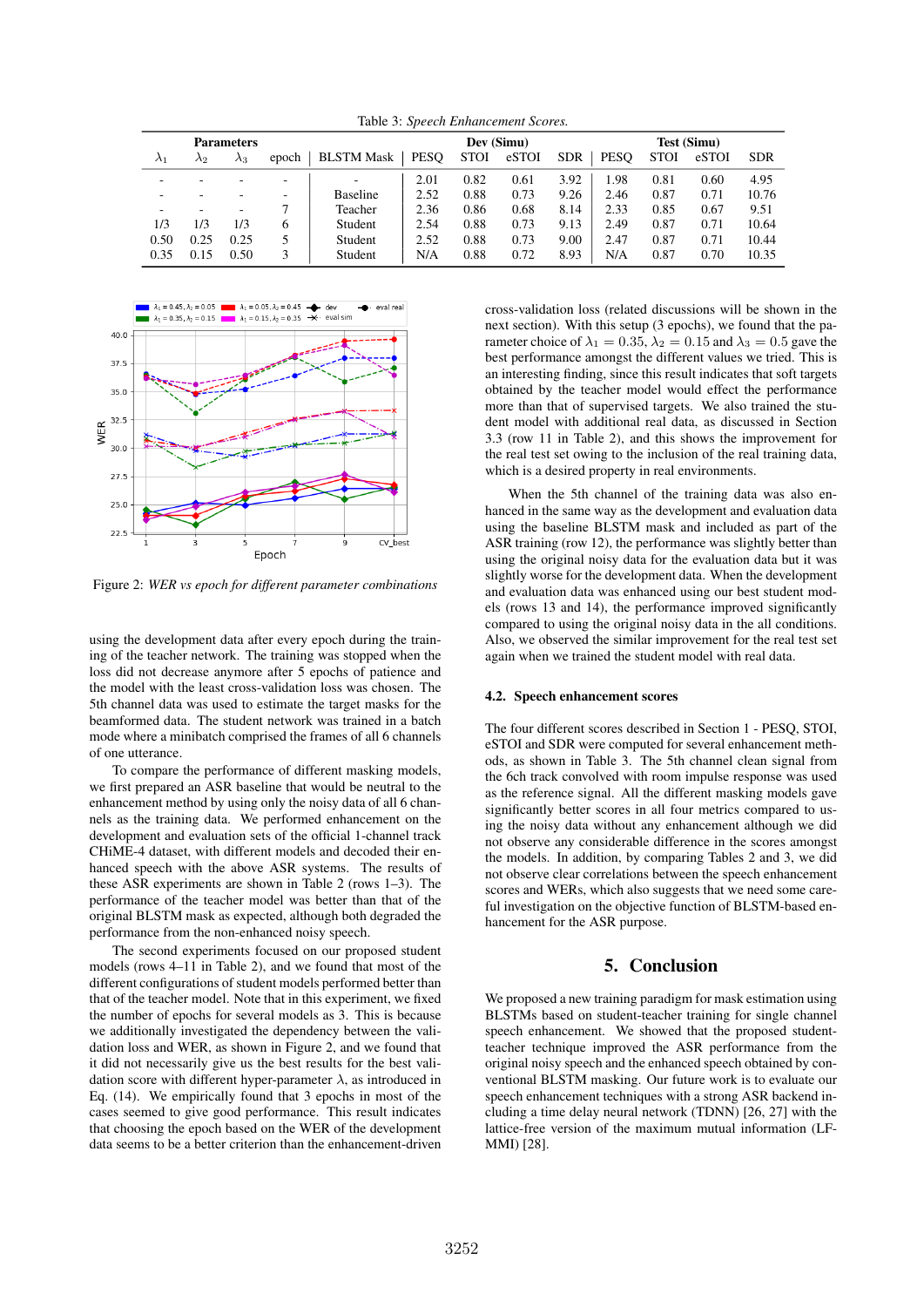Table 3: *Speech Enhancement Scores.*

| Parameters | | | | | Dev (Simu) | | | | Test (Simu) | | | |
|---|---|---|---|---|---|---|---|---|---|---|---|---|
| $\lambda_1$ | $\lambda_2$ | $\lambda_3$ | epoch | BLSTM Mask | PESQ | STOI | eSTOI | SDR | PESQ | STOI | eSTOI | SDR |
| - | - | - | - | - | 2.01 | 0.82 | 0.61 | 3.92 | 1.98 | 0.81 | 0.60 | 4.95 |
| - | - | - | - | Baseline | 2.52 | 0.88 | 0.73 | 9.26 | 2.46 | 0.87 | 0.71 | 10.76 |
| - | - | - | 7 | Teacher | 2.36 | 0.86 | 0.68 | 8.14 | 2.33 | 0.85 | 0.67 | 9.51 |
| 1/3 | 1/3 | 1/3 | 6 | Student | 2.54 | 0.88 | 0.73 | 9.13 | 2.49 | 0.87 | 0.71 | 10.64 |
| 0.50 | 0.25 | 0.25 | 5 | Student | 2.52 | 0.88 | 0.73 | 9.00 | 2.47 | 0.87 | 0.71 | 10.44 |
| 0.35 | 0.15 | 0.50 | 3 | Student | N/A | 0.88 | 0.72 | 8.93 | N/A | 0.87 | 0.70 | 10.35 |

Figure 2: *WER vs epoch for different parameter combinations*

using the development data after every epoch during the training of the teacher network. The training was stopped when the loss did not decrease anymore after 5 epochs of patience and the model with the least cross-validation loss was chosen. The 5th channel data was used to estimate the target masks for the beamformed data. The student network was trained in a batch mode where a minibatch comprised the frames of all 6 channels of one utterance.

To compare the performance of different masking models, we first prepared an ASR baseline that would be neutral to the enhancement method by using only the noisy data of all 6 channels as the training data. We performed enhancement on the development and evaluation sets of the official 1-channel track CHiME-4 dataset, with different models and decoded their enhanced speech with the above ASR systems. The results of these ASR experiments are shown in Table 2 (rows 1–3). The performance of the teacher model was better than that of the original BLSTM mask as expected, although both degraded the performance from the non-enhanced noisy speech.

The second experiments focused on our proposed student models (rows 4–11 in Table 2), and we found that most of the different configurations of student models performed better than that of the teacher model. Note that in this experiment, we fixed the number of epochs for several models as 3. This is because we additionally investigated the dependency between the validation loss and WER, as shown in Figure 2, and we found that it did not necessarily give us the best results for the best validation score with different hyper-parameter $\lambda$, as introduced in Eq. (14). We empirically found that 3 epochs in most of the cases seemed to give good performance. This result indicates that choosing the epoch based on the WER of the development data seems to be a better criterion than the enhancement-driven cross-validation loss (related discussions will be shown in the next section). With this setup (3 epochs), we found that the parameter choice of $\lambda_1 = 0.35$, $\lambda_2 = 0.15$ and $\lambda_3 = 0.5$ gave the best performance amongst the different values we tried. This is an interesting finding, since this result indicates that soft targets obtained by the teacher model would effect the performance more than that of supervised targets. We also trained the student model with additional real data, as discussed in Section 3.3 (row 11 in Table 2), and this shows the improvement for the real test set owing to the inclusion of the real training data, which is a desired property in real environments.

When the 5th channel of the training data was also enhanced in the same way as the development and evaluation data using the baseline BLSTM mask and included as part of the ASR training (row 12), the performance was slightly better than using the original noisy data for the evaluation data but it was slightly worse for the development data. When the development and evaluation data was enhanced using our best student models (rows 13 and 14), the performance improved significantly compared to using the original noisy data in the all conditions. Also, we observed the similar improvement for the real test set again when we trained the student model with real data.

### 4.2. Speech enhancement scores

The four different scores described in Section 1 - PESQ, STOI, eSTOI and SDR were computed for several enhancement methods, as shown in Table 3. The 5th channel clean signal from the 6ch track convolved with room impulse response was used as the reference signal. All the different masking models gave significantly better scores in all four metrics compared to using the noisy data without any enhancement although we did not observe any considerable difference in the scores amongst the models. In addition, by comparing Tables 2 and 3, we did not observe clear correlations between the speech enhancement scores and WERs, which also suggests that we need some careful investigation on the objective function of BLSTM-based enhancement for the ASR purpose.

## 5. Conclusion

We proposed a new training paradigm for mask estimation using BLSTMs based on student-teacher training for single channel speech enhancement. We showed that the proposed student-teacher technique improved the ASR performance from the original noisy speech and the enhanced speech obtained by conventional BLSTM masking. Our future work is to evaluate our speech enhancement techniques with a strong ASR backend including a time delay neural network (TDNN) [26, 27] with the lattice-free version of the maximum mutual information (LF-MMI) [28].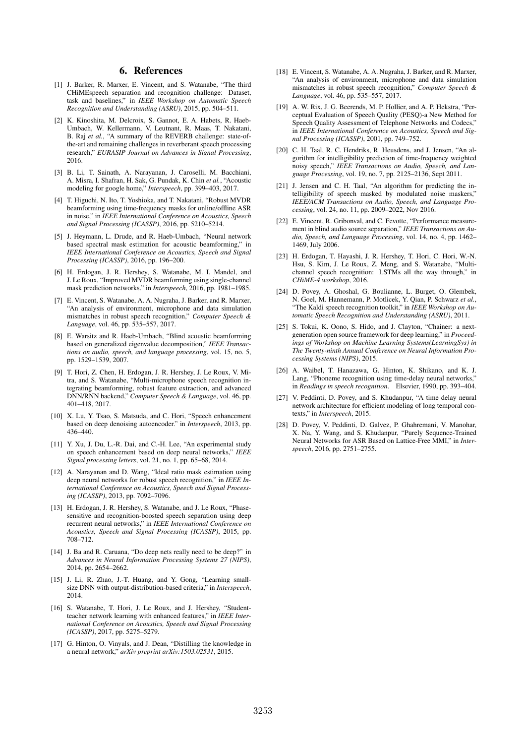## 6. References

[1] J. Barker, R. Marxer, E. Vincent, and S. Watanabe, "The third CHiMEspeech separation and recognition challenge: Dataset, task and baselines," in *IEEE Workshop on Automatic Speech Recognition and Understanding (ASRU)*, 2015, pp. 504–511.

[2] K. Kinoshita, M. Delcroix, S. Gannot, E. A. Habets, R. Haeb-Umbach, W. Kellermann, V. Leutnant, R. Maas, T. Nakatani, B. Raj *et al.*, "A summary of the REVERB challenge: state-of-the-art and remaining challenges in reverberant speech processing research," *EURASIP Journal on Advances in Signal Processing*, 2016.

[3] B. Li, T. Sainath, A. Narayanan, J. Caroselli, M. Bacchiani, A. Misra, I. Shafran, H. Sak, G. Pundak, K. Chin *et al.*, "Acoustic modeling for google home," *Interspeech*, pp. 399–403, 2017.

[4] T. Higuchi, N. Ito, T. Yoshioka, and T. Nakatani, "Robust MVDR beamforming using time-frequency masks for online/offline ASR in noise," in *IEEE International Conference on Acoustics, Speech and Signal Processing (ICASSP)*, 2016, pp. 5210–5214.

[5] J. Heymann, L. Drude, and R. Haeb-Umbach, "Neural network based spectral mask estimation for acoustic beamforming," in *IEEE International Conference on Acoustics, Speech and Signal Processing (ICASSP)*, 2016, pp. 196–200.

[6] H. Erdogan, J. R. Hershey, S. Watanabe, M. I. Mandel, and J. Le Roux, "Improved MVDR beamforming using single-channel mask prediction networks." in *Interspeech*, 2016, pp. 1981–1985.

[7] E. Vincent, S. Watanabe, A. A. Nugraha, J. Barker, and R. Marxer, "An analysis of environment, microphone and data simulation mismatches in robust speech recognition," *Computer Speech & Language*, vol. 46, pp. 535–557, 2017.

[8] E. Warsitz and R. Haeb-Umbach, "Blind acoustic beamforming based on generalized eigenvalue decomposition," *IEEE Transactions on audio, speech, and language processing*, vol. 15, no. 5, pp. 1529–1539, 2007.

[9] T. Hori, Z. Chen, H. Erdogan, J. R. Hershey, J. Le Roux, V. Mitra, and S. Watanabe, "Multi-microphone speech recognition integrating beamforming, robust feature extraction, and advanced DNN/RNN backend," *Computer Speech & Language*, vol. 46, pp. 401–418, 2017.

[10] X. Lu, Y. Tsao, S. Matsuda, and C. Hori, "Speech enhancement based on deep denoising autoencoder." in *Interspeech*, 2013, pp. 436–440.

[11] Y. Xu, J. Du, L.-R. Dai, and C.-H. Lee, "An experimental study on speech enhancement based on deep neural networks," *IEEE Signal processing letters*, vol. 21, no. 1, pp. 65–68, 2014.

[12] A. Narayanan and D. Wang, "Ideal ratio mask estimation using deep neural networks for robust speech recognition," in *IEEE International Conference on Acoustics, Speech and Signal Processing (ICASSP)*, 2013, pp. 7092–7096.

[13] H. Erdogan, J. R. Hershey, S. Watanabe, and J. Le Roux, "Phase-sensitive and recognition-boosted speech separation using deep recurrent neural networks," in *IEEE International Conference on Acoustics, Speech and Signal Processing (ICASSP)*, 2015, pp. 708–712.

[14] J. Ba and R. Caruana, "Do deep nets really need to be deep?" in *Advances in Neural Information Processing Systems 27 (NIPS)*, 2014, pp. 2654–2662.

[15] J. Li, R. Zhao, J.-T. Huang, and Y. Gong, "Learning small-size DNN with output-distribution-based criteria," in *Interspeech*, 2014.

[16] S. Watanabe, T. Hori, J. Le Roux, and J. Hershey, "Student-teacher network learning with enhanced features," in *IEEE International Conference on Acoustics, Speech and Signal Processing (ICASSP)*, 2017, pp. 5275–5279.

[17] G. Hinton, O. Vinyals, and J. Dean, "Distilling the knowledge in a neural network," *arXiv preprint arXiv:1503.02531*, 2015.

[18] E. Vincent, S. Watanabe, A. A. Nugraha, J. Barker, and R. Marxer, "An analysis of environment, microphone and data simulation mismatches in robust speech recognition," *Computer Speech & Language*, vol. 46, pp. 535–557, 2017.

[19] A. W. Rix, J. G. Beerends, M. P. Hollier, and A. P. Hekstra, "Perceptual Evaluation of Speech Quality (PESQ)-a New Method for Speech Quality Assessment of Telephone Networks and Codecs," in *IEEE International Conference on Acoustics, Speech and Signal Processing (ICASSP)*, 2001, pp. 749–752.

[20] C. H. Taal, R. C. Hendriks, R. Heusdens, and J. Jensen, "An algorithm for intelligibility prediction of time-frequency weighted noisy speech," *IEEE Transactions on Audio, Speech, and Language Processing*, vol. 19, no. 7, pp. 2125–2136, Sept 2011.

[21] J. Jensen and C. H. Taal, "An algorithm for predicting the intelligibility of speech masked by modulated noise maskers," *IEEE/ACM Transactions on Audio, Speech, and Language Processing*, vol. 24, no. 11, pp. 2009–2022, Nov 2016.

[22] E. Vincent, R. Gribonval, and C. Fevotte, "Performance measurement in blind audio source separation," *IEEE Transactions on Audio, Speech, and Language Processing*, vol. 14, no. 4, pp. 1462–1469, July 2006.

[23] H. Erdogan, T. Hayashi, J. R. Hershey, T. Hori, C. Hori, W.-N. Hsu, S. Kim, J. Le Roux, Z. Meng, and S. Watanabe, "Multi-channel speech recognition: LSTMs all the way through," in *CHiME-4 workshop*, 2016.

[24] D. Povey, A. Ghoshal, G. Boulianne, L. Burget, O. Glembek, N. Goel, M. Hannemann, P. Motlicek, Y. Qian, P. Schwarz *et al.*, "The Kaldi speech recognition toolkit," in *IEEE Workshop on Automatic Speech Recognition and Understanding (ASRU)*, 2011.

[25] S. Tokui, K. Oono, S. Hido, and J. Clayton, "Chainer: a next-generation open source framework for deep learning," in *Proceedings of Workshop on Machine Learning Systems(LearningSys) in The Twenty-ninth Annual Conference on Neural Information Processing Systems (NIPS)*, 2015.

[26] A. Waibel, T. Hanazawa, G. Hinton, K. Shikano, and K. J. Lang, "Phoneme recognition using time-delay neural networks," in *Readings in speech recognition*. Elsevier, 1990, pp. 393–404.

[27] V. Peddinti, D. Povey, and S. Khudanpur, "A time delay neural network architecture for efficient modeling of long temporal contexts," in *Interspeech*, 2015.

[28] D. Povey, V. Peddinti, D. Galvez, P. Ghahremani, V. Manohar, X. Na, Y. Wang, and S. Khudanpur, "Purely Sequence-Trained Neural Networks for ASR Based on Lattice-Free MMI," in *Interspeech*, 2016, pp. 2751–2755.